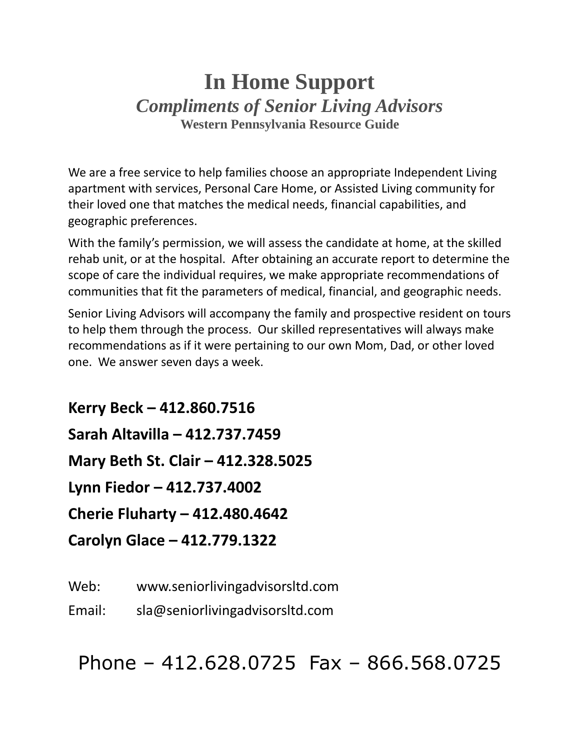# In Home Support

## *Compliments of Senior Living Advisors*

### Western Pennsylvania Resource Guide

We are a free service to help families choose an appropriate Independent Living apartment with services, Personal Care Home, or Assisted Living community for their loved one that matches the medical needs, financial capabilities, and geographic preferences.

With the family's permission, we will assess the candidate at home, at the skilled rehab unit, or at the hospital. After obtaining an accurate report to determine the scope of care the individual requires, we make appropriate recommendations of communities that fit the parameters of medical, financial, and geographic needs.

Senior Living Advisors will accompany the family and prospective resident on tours to help them through the process. Our skilled representatives will always make recommendations as if it were pertaining to our own Mom, Dad, or other loved one. We answer seven days a week.

**Kerry Beck – 412.860.7516**

**Sarah Altavilla – 412.737.7459**

**Mary Beth St. Clair – 412.328.5025**

**Lynn Fiedor – 412.737.4002**

**Cherie Fluharty – 412.480.4642**

**Carolyn Glace – 412.779.1322**

Web: www.seniorlivingadvisorsltd.com

Email: sla@seniorlivingadvisorsltd.com

Phone – 412.628.0725 Fax – 866.568.0725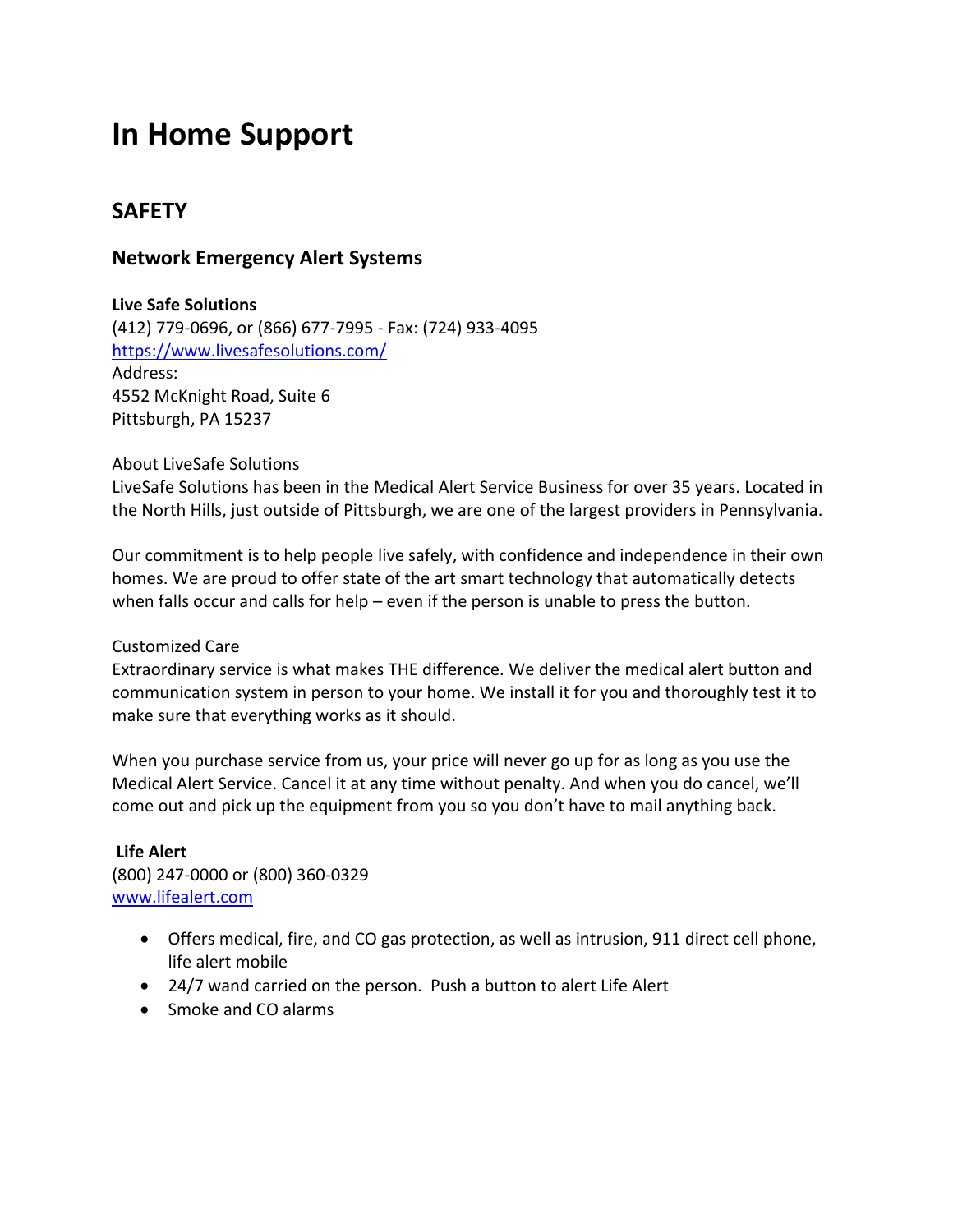# In Home Support

## SAFETY

### Network Emergency Alert Systems

**Live Safe Solutions**
(412) 779-0696, or (866) 677-7995 - Fax: (724) 933-4095
https://www.livesafesolutions.com/
Address:
4552 McKnight Road, Suite 6
Pittsburgh, PA 15237

About LiveSafe Solutions
LiveSafe Solutions has been in the Medical Alert Service Business for over 35 years. Located in the North Hills, just outside of Pittsburgh, we are one of the largest providers in Pennsylvania.

Our commitment is to help people live safely, with confidence and independence in their own homes. We are proud to offer state of the art smart technology that automatically detects when falls occur and calls for help – even if the person is unable to press the button.

Customized Care
Extraordinary service is what makes THE difference. We deliver the medical alert button and communication system in person to your home. We install it for you and thoroughly test it to make sure that everything works as it should.

When you purchase service from us, your price will never go up for as long as you use the Medical Alert Service. Cancel it at any time without penalty. And when you do cancel, we'll come out and pick up the equipment from you so you don't have to mail anything back.

**Life Alert**
(800) 247-0000 or (800) 360-0329
www.lifealert.com

- Offers medical, fire, and CO gas protection, as well as intrusion, 911 direct cell phone, life alert mobile
- 24/7 wand carried on the person. Push a button to alert Life Alert
- Smoke and CO alarms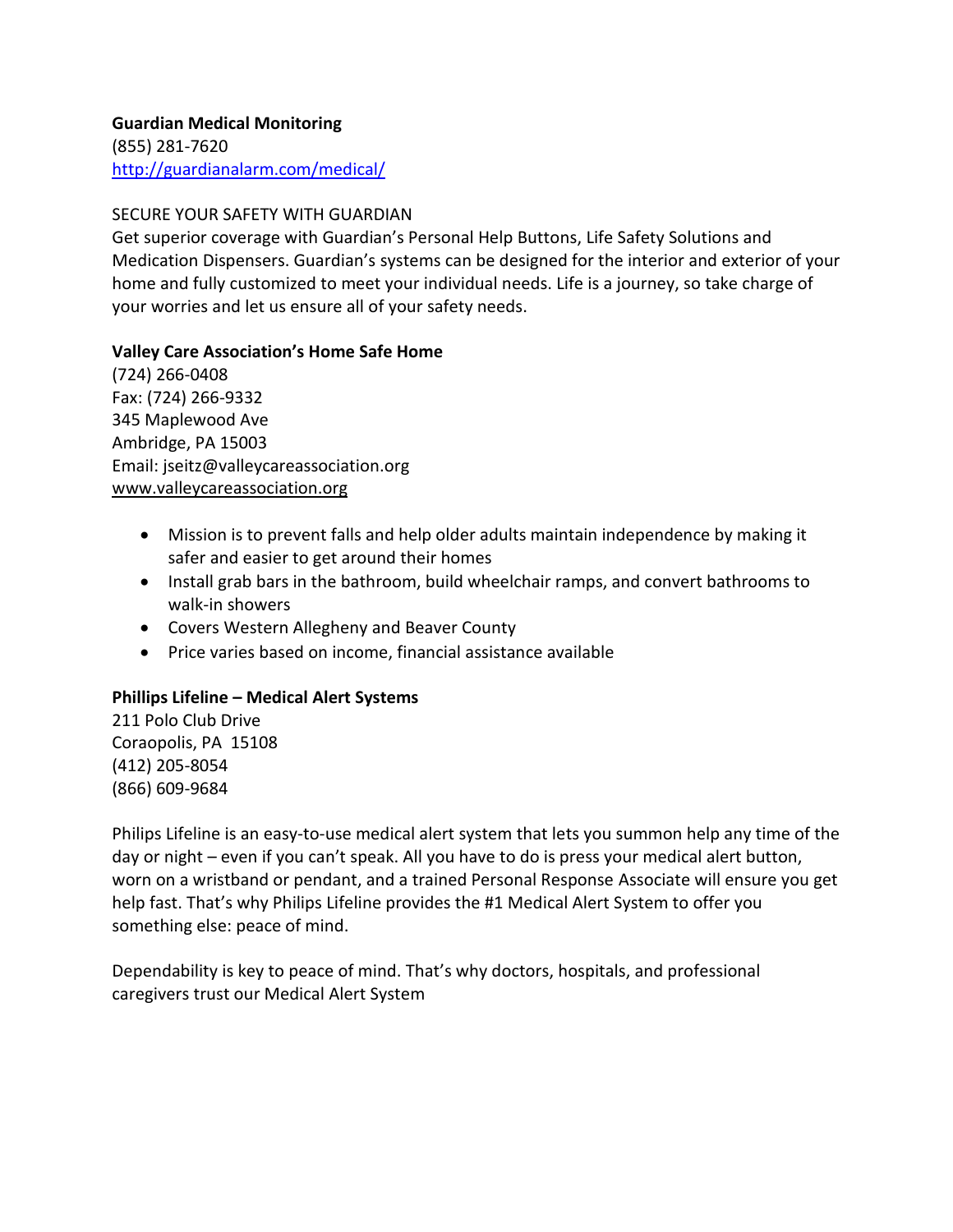**Guardian Medical Monitoring**
(855) 281-7620
[http://guardianalarm.com/medical/](http://guardianalarm.com/medical/)

SECURE YOUR SAFETY WITH GUARDIAN
Get superior coverage with Guardian's Personal Help Buttons, Life Safety Solutions and Medication Dispensers. Guardian's systems can be designed for the interior and exterior of your home and fully customized to meet your individual needs. Life is a journey, so take charge of your worries and let us ensure all of your safety needs.

**Valley Care Association's Home Safe Home**
(724) 266-0408
Fax: (724) 266-9332
345 Maplewood Ave
Ambridge, PA 15003
Email: jseitz@valleycareassociation.org
www.valleycareassociation.org

- Mission is to prevent falls and help older adults maintain independence by making it safer and easier to get around their homes
- Install grab bars in the bathroom, build wheelchair ramps, and convert bathrooms to walk-in showers
- Covers Western Allegheny and Beaver County
- Price varies based on income, financial assistance available

**Phillips Lifeline – Medical Alert Systems**
211 Polo Club Drive
Coraopolis, PA 15108
(412) 205-8054
(866) 609-9684

Philips Lifeline is an easy-to-use medical alert system that lets you summon help any time of the day or night – even if you can't speak. All you have to do is press your medical alert button, worn on a wristband or pendant, and a trained Personal Response Associate will ensure you get help fast. That's why Philips Lifeline provides the #1 Medical Alert System to offer you something else: peace of mind.

Dependability is key to peace of mind. That's why doctors, hospitals, and professional caregivers trust our Medical Alert System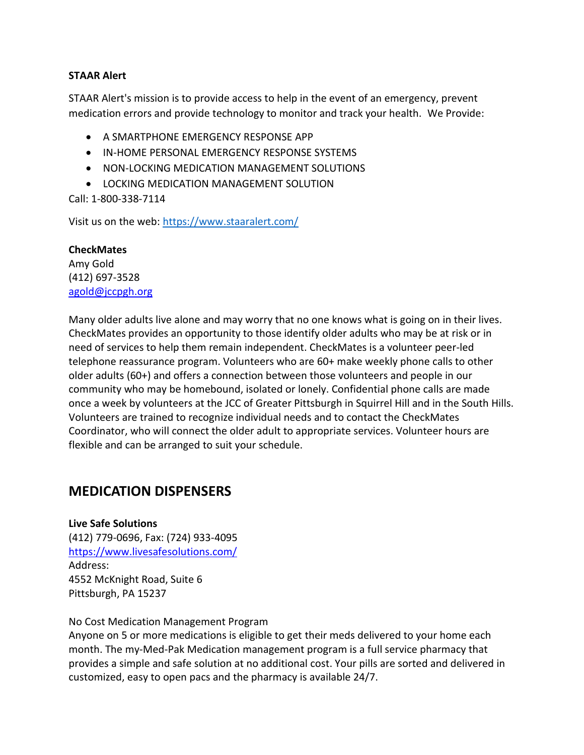**STAAR Alert**

STAAR Alert's mission is to provide access to help in the event of an emergency, prevent medication errors and provide technology to monitor and track your health. We Provide:

- A SMARTPHONE EMERGENCY RESPONSE APP
- IN-HOME PERSONAL EMERGENCY RESPONSE SYSTEMS
- NON-LOCKING MEDICATION MANAGEMENT SOLUTIONS
- LOCKING MEDICATION MANAGEMENT SOLUTION

Call: 1-800-338-7114

Visit us on the web: https://www.staaralert.com/

**CheckMates**
Amy Gold
(412) 697-3528
agold@jccpgh.org

Many older adults live alone and may worry that no one knows what is going on in their lives. CheckMates provides an opportunity to those identify older adults who may be at risk or in need of services to help them remain independent. CheckMates is a volunteer peer-led telephone reassurance program. Volunteers who are 60+ make weekly phone calls to other older adults (60+) and offers a connection between those volunteers and people in our community who may be homebound, isolated or lonely. Confidential phone calls are made once a week by volunteers at the JCC of Greater Pittsburgh in Squirrel Hill and in the South Hills. Volunteers are trained to recognize individual needs and to contact the CheckMates Coordinator, who will connect the older adult to appropriate services. Volunteer hours are flexible and can be arranged to suit your schedule.

## MEDICATION DISPENSERS

**Live Safe Solutions**
(412) 779-0696, Fax: (724) 933-4095
https://www.livesafesolutions.com/
Address:
4552 McKnight Road, Suite 6
Pittsburgh, PA 15237

No Cost Medication Management Program
Anyone on 5 or more medications is eligible to get their meds delivered to your home each month. The my-Med-Pak Medication management program is a full service pharmacy that provides a simple and safe solution at no additional cost. Your pills are sorted and delivered in customized, easy to open pacs and the pharmacy is available 24/7.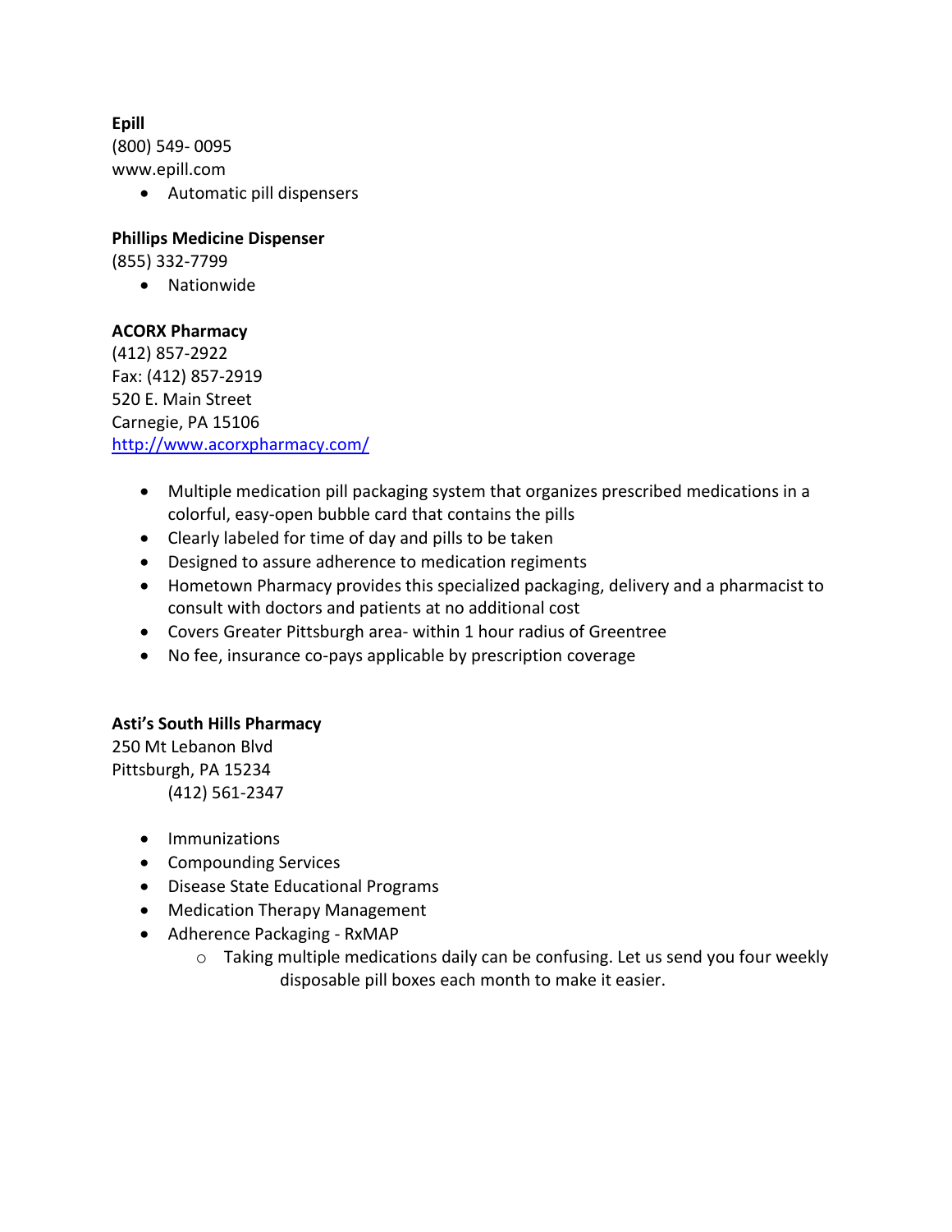**Epill**
(800) 549- 0095
www.epill.com

- Automatic pill dispensers

**Phillips Medicine Dispenser**
(855) 332-7799

- Nationwide

**ACORX Pharmacy**
(412) 857-2922
Fax: (412) 857-2919
520 E. Main Street
Carnegie, PA 15106
http://www.acorxpharmacy.com/

- Multiple medication pill packaging system that organizes prescribed medications in a colorful, easy-open bubble card that contains the pills
- Clearly labeled for time of day and pills to be taken
- Designed to assure adherence to medication regiments
- Hometown Pharmacy provides this specialized packaging, delivery and a pharmacist to consult with doctors and patients at no additional cost
- Covers Greater Pittsburgh area- within 1 hour radius of Greentree
- No fee, insurance co-pays applicable by prescription coverage

**Asti's South Hills Pharmacy**
250 Mt Lebanon Blvd
Pittsburgh, PA 15234
(412) 561-2347

- Immunizations
- Compounding Services
- Disease State Educational Programs
- Medication Therapy Management
- Adherence Packaging - RxMAP
    - Taking multiple medications daily can be confusing. Let us send you four weekly disposable pill boxes each month to make it easier.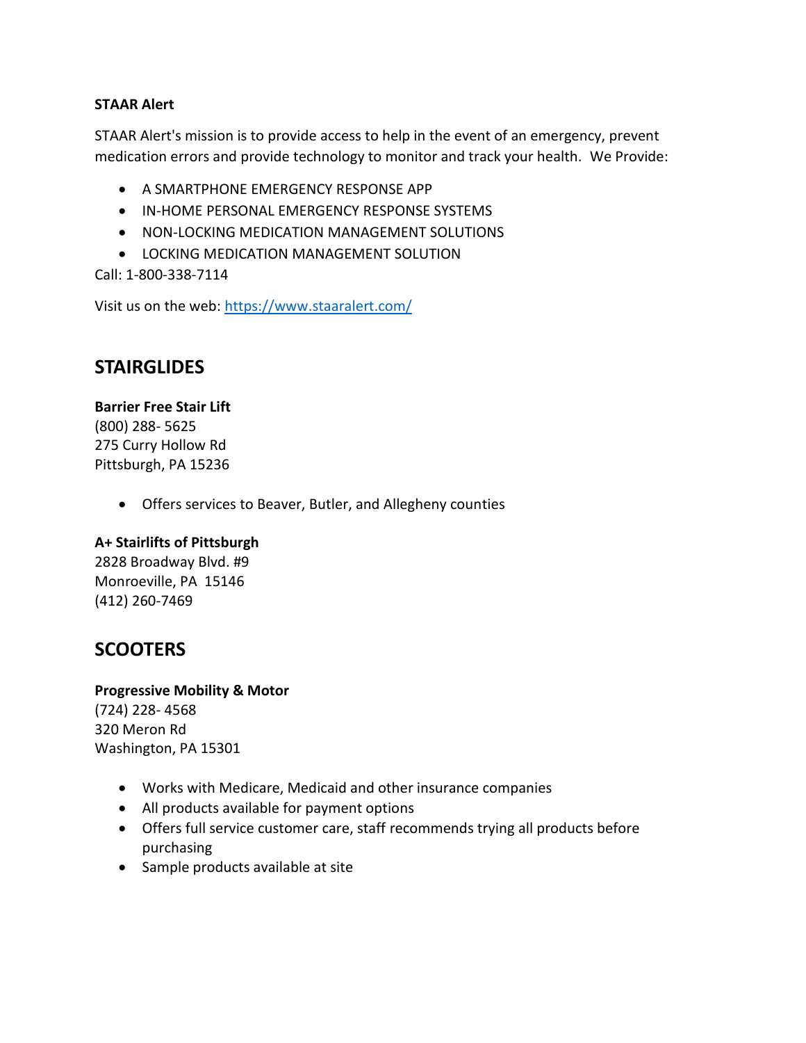**STAAR Alert**

STAAR Alert's mission is to provide access to help in the event of an emergency, prevent medication errors and provide technology to monitor and track your health. We Provide:

- A SMARTPHONE EMERGENCY RESPONSE APP
- IN-HOME PERSONAL EMERGENCY RESPONSE SYSTEMS
- NON-LOCKING MEDICATION MANAGEMENT SOLUTIONS
- LOCKING MEDICATION MANAGEMENT SOLUTION

Call: 1-800-338-7114

Visit us on the web: https://www.staaralert.com/

## STAIRGLIDES

**Barrier Free Stair Lift**
(800) 288- 5625
275 Curry Hollow Rd
Pittsburgh, PA 15236

- Offers services to Beaver, Butler, and Allegheny counties

**A+ Stairlifts of Pittsburgh**
2828 Broadway Blvd. #9
Monroeville, PA 15146
(412) 260-7469

## SCOOTERS

**Progressive Mobility & Motor**
(724) 228- 4568
320 Meron Rd
Washington, PA 15301

- Works with Medicare, Medicaid and other insurance companies
- All products available for payment options
- Offers full service customer care, staff recommends trying all products before purchasing
- Sample products available at site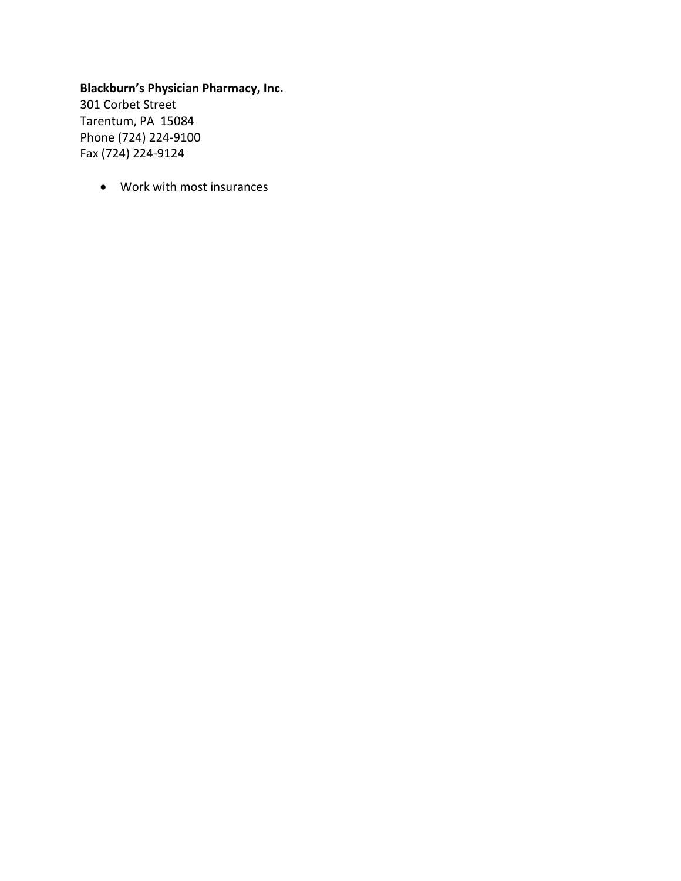**Blackburn's Physician Pharmacy, Inc.**
301 Corbet Street
Tarentum, PA 15084
Phone (724) 224-9100
Fax (724) 224-9124

- Work with most insurances